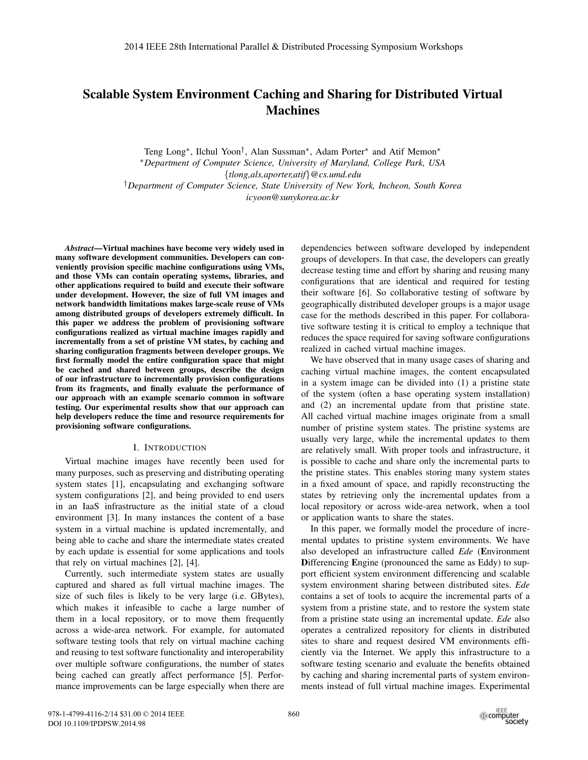# Scalable System Environment Caching and Sharing for Distributed Virtual Machines

Teng Long*, Ilchul Yoon†, Alan Sussman*, Adam Porter* and Atif Memon*

*Department of Computer Science, University of Maryland, College Park, USA*
*{tlong,als,aporter,atif}@cs.umd.edu*

†*Department of Computer Science, State University of New York, Incheon, South Korea*
*icyoon@sunykorea.ac.kr*

***Abstract*—Virtual machines have become very widely used in many software development communities. Developers can conveniently provision specific machine configurations using VMs, and those VMs can contain operating systems, libraries, and other applications required to build and execute their software under development. However, the size of full VM images and network bandwidth limitations makes large-scale reuse of VMs among distributed groups of developers extremely difficult. In this paper we address the problem of provisioning software configurations realized as virtual machine images rapidly and incrementally from a set of pristine VM states, by caching and sharing configuration fragments between developer groups. We first formally model the entire configuration space that might be cached and shared between groups, describe the design of our infrastructure to incrementally provision configurations from its fragments, and finally evaluate the performance of our approach with an example scenario common in software testing. Our experimental results show that our approach can help developers reduce the time and resource requirements for provisioning software configurations.**

## I. Introduction

Virtual machine images have recently been used for many purposes, such as preserving and distributing operating system states [1], encapsulating and exchanging software system configurations [2], and being provided to end users in an IaaS infrastructure as the initial state of a cloud environment [3]. In many instances the content of a base system in a virtual machine is updated incrementally, and being able to cache and share the intermediate states created by each update is essential for some applications and tools that rely on virtual machines [2], [4].

Currently, such intermediate system states are usually captured and shared as full virtual machine images. The size of such files is likely to be very large (i.e. GBytes), which makes it infeasible to cache a large number of them in a local repository, or to move them frequently across a wide-area network. For example, for automated software testing tools that rely on virtual machine caching and reusing to test software functionality and interoperability over multiple software configurations, the number of states being cached can greatly affect performance [5]. Performance improvements can be large especially when there are dependencies between software developed by independent groups of developers. In that case, the developers can greatly decrease testing time and effort by sharing and reusing many configurations that are identical and required for testing their software [6]. So collaborative testing of software by geographically distributed developer groups is a major usage case for the methods described in this paper. For collaborative software testing it is critical to employ a technique that reduces the space required for saving software configurations realized in cached virtual machine images.

We have observed that in many usage cases of sharing and caching virtual machine images, the content encapsulated in a system image can be divided into (1) a pristine state of the system (often a base operating system installation) and (2) an incremental update from that pristine state. All cached virtual machine images originate from a small number of pristine system states. The pristine systems are usually very large, while the incremental updates to them are relatively small. With proper tools and infrastructure, it is possible to cache and share only the incremental parts to the pristine states. This enables storing many system states in a fixed amount of space, and rapidly reconstructing the states by retrieving only the incremental updates from a local repository or across wide-area network, when a tool or application wants to share the states.

In this paper, we formally model the procedure of incremental updates to pristine system environments. We have also developed an infrastructure called *Ede* (**E**nvironment **D**ifferencing **E**ngine (pronounced the same as Eddy) to support efficient system environment differencing and scalable system environment sharing between distributed sites. *Ede* contains a set of tools to acquire the incremental parts of a system from a pristine state, and to restore the system state from a pristine state using an incremental update. *Ede* also operates a centralized repository for clients in distributed sites to share and request desired VM environments efficiently via the Internet. We apply this infrastructure to a software testing scenario and evaluate the benefits obtained by caching and sharing incremental parts of system environments instead of full virtual machine images. Experimental

978-1-4799-4116-2/14 $31.00 © 2014 IEEE
DOI 10.1109/IPDPSW.2014.98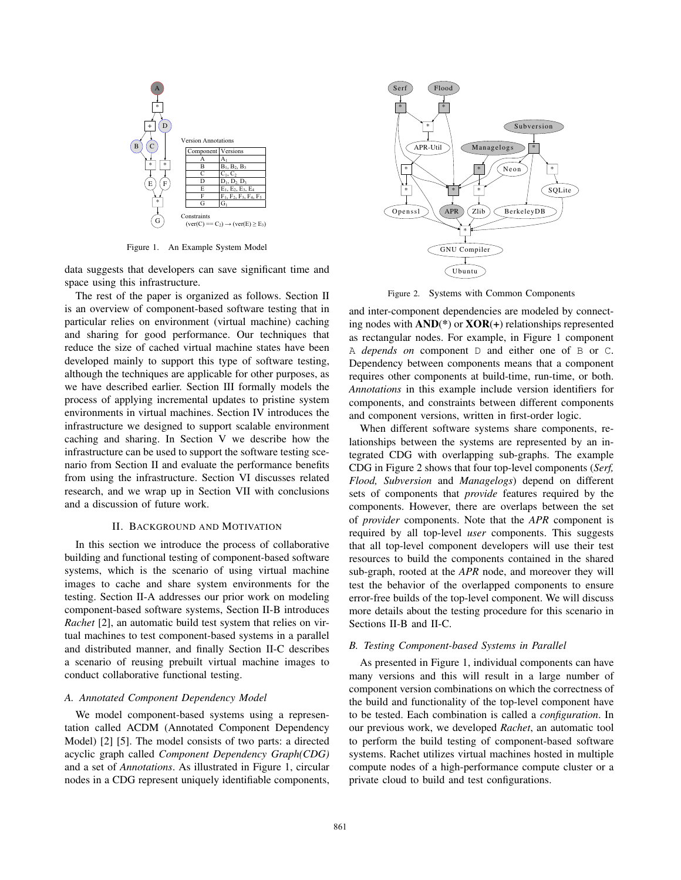Figure 1. An Example System Model

Figure 2. Systems with Common Components

data suggests that developers can save significant time and space using this infrastructure.

The rest of the paper is organized as follows. Section II is an overview of component-based software testing that in particular relies on environment (virtual machine) caching and sharing for good performance. Our techniques that reduce the size of cached virtual machine states have been developed mainly to support this type of software testing, although the techniques are applicable for other purposes, as we have described earlier. Section III formally models the process of applying incremental updates to pristine system environments in virtual machines. Section IV introduces the infrastructure we designed to support scalable environment caching and sharing. In Section V we describe how the infrastructure can be used to support the software testing scenario from Section II and evaluate the performance benefits from using the infrastructure. Section VI discusses related research, and we wrap up in Section VII with conclusions and a discussion of future work.

## II. Background and Motivation

In this section we introduce the process of collaborative building and functional testing of component-based software systems, which is the scenario of using virtual machine images to cache and share system environments for the testing. Section II-A addresses our prior work on modeling component-based software systems, Section II-B introduces *Rachet* [2], an automatic build test system that relies on virtual machines to test component-based systems in a parallel and distributed manner, and finally Section II-C describes a scenario of reusing prebuilt virtual machine images to conduct collaborative functional testing.

### A. Annotated Component Dependency Model

We model component-based systems using a representation called ACDM (Annotated Component Dependency Model) [2] [5]. The model consists of two parts: a directed acyclic graph called *Component Dependency Graph(CDG)* and a set of *Annotations*. As illustrated in Figure 1, circular nodes in a CDG represent uniquely identifiable components, and inter-component dependencies are modeled by connecting nodes with **AND**(**\***) or **XOR**(**+**) relationships represented as rectangular nodes. For example, in Figure 1 component A *depends on* component D and either one of B or C. Dependency between components means that a component requires other components at build-time, run-time, or both. *Annotations* in this example include version identifiers for components, and constraints between different components and component versions, written in first-order logic.

When different software systems share components, relationships between the systems are represented by an integrated CDG with overlapping sub-graphs. The example CDG in Figure 2 shows that four top-level components (*Serf, Flood, Subversion* and *Managelogs*) depend on different sets of components that *provide* features required by the components. However, there are overlaps between the set of *provider* components. Note that the *APR* component is required by all top-level *user* components. This suggests that all top-level component developers will use their test resources to build the components contained in the shared sub-graph, rooted at the *APR* node, and moreover they will test the behavior of the overlapped components to ensure error-free builds of the top-level component. We will discuss more details about the testing procedure for this scenario in Sections II-B and II-C.

### B. Testing Component-based Systems in Parallel

As presented in Figure 1, individual components can have many versions and this will result in a large number of component version combinations on which the correctness of the build and functionality of the top-level component have to be tested. Each combination is called a *configuration*. In our previous work, we developed *Rachet*, an automatic tool to perform the build testing of component-based software systems. Rachet utilizes virtual machines hosted in multiple compute nodes of a high-performance compute cluster or a private cloud to build and test configurations.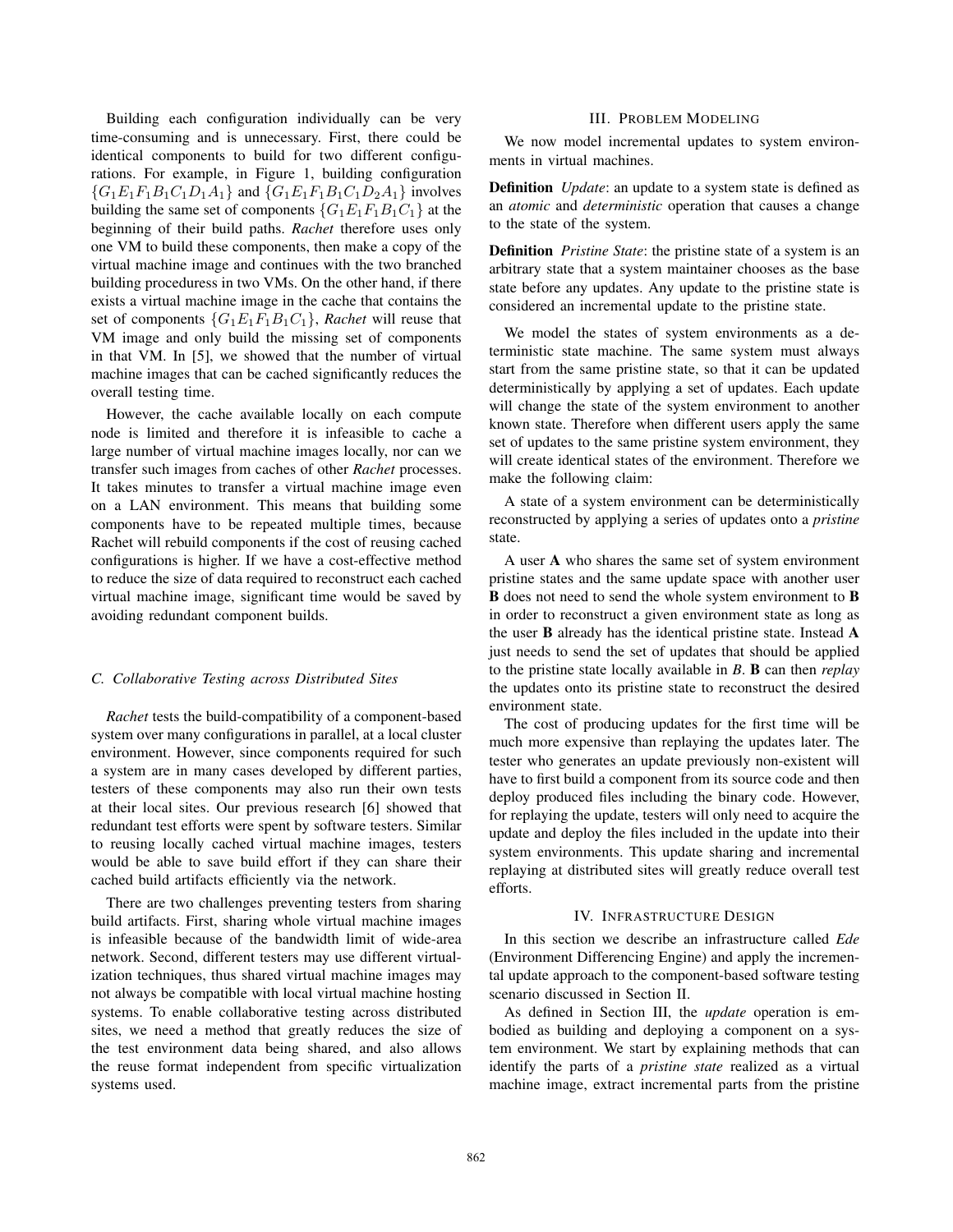Building each configuration individually can be very time-consuming and is unnecessary. First, there could be identical components to build for two different configurations. For example, in Figure 1, building configuration $\{G_1E_1F_1B_1C_1D_1A_1\}$ and $\{G_1E_1F_1B_1C_1D_2A_1\}$ involves building the same set of components $\{G_1E_1F_1B_1C_1\}$ at the beginning of their build paths. *Rachet* therefore uses only one VM to build these components, then make a copy of the virtual machine image and continues with the two branched building procedures in two VMs. On the other hand, if there exists a virtual machine image in the cache that contains the set of components $\{G_1E_1F_1B_1C_1\}$, *Rachet* will reuse that VM image and only build the missing set of components in that VM. In [5], we showed that the number of virtual machine images that can be cached significantly reduces the overall testing time.

However, the cache available locally on each compute node is limited and therefore it is infeasible to cache a large number of virtual machine images locally, nor can we transfer such images from caches of other *Rachet* processes. It takes minutes to transfer a virtual machine image even on a LAN environment. This means that building some components have to be repeated multiple times, because Rachet will rebuild components if the cost of reusing cached configurations is higher. If we have a cost-effective method to reduce the size of data required to reconstruct each cached virtual machine image, significant time would be saved by avoiding redundant component builds.

### C. Collaborative Testing across Distributed Sites

*Rachet* tests the build-compatibility of a component-based system over many configurations in parallel, at a local cluster environment. However, since components required for such a system are in many cases developed by different parties, testers of these components may also run their own tests at their local sites. Our previous research [6] showed that redundant test efforts were spent by software testers. Similar to reusing locally cached virtual machine images, testers would be able to save build effort if they can share their cached build artifacts efficiently via the network.

There are two challenges preventing testers from sharing build artifacts. First, sharing whole virtual machine images is infeasible because of the bandwidth limit of wide-area network. Second, different testers may use different virtualization techniques, thus shared virtual machine images may not always be compatible with local virtual machine hosting systems. To enable collaborative testing across distributed sites, we need a method that greatly reduces the size of the test environment data being shared, and also allows the reuse format independent from specific virtualization systems used.

## III. Problem Modeling

We now model incremental updates to system environments in virtual machines.

**Definition** *Update*: an update to a system state is defined as an *atomic* and *deterministic* operation that causes a change to the state of the system.

**Definition** *Pristine State*: the pristine state of a system is an arbitrary state that a system maintainer chooses as the base state before any updates. Any update to the pristine state is considered an incremental update to the pristine state.

We model the states of system environments as a deterministic state machine. The same system must always start from the same pristine state, so that it can be updated deterministically by applying a set of updates. Each update will change the state of the system environment to another known state. Therefore when different users apply the same set of updates to the same pristine system environment, they will create identical states of the environment. Therefore we make the following claim:

A state of a system environment can be deterministically reconstructed by applying a series of updates onto a *pristine* state.

A user **A** who shares the same set of system environment pristine states and the same update space with another user **B** does not need to send the whole system environment to **B** in order to reconstruct a given environment state as long as the user **B** already has the identical pristine state. Instead **A** just needs to send the set of updates that should be applied to the pristine state locally available in *B*. **B** can then *replay* the updates onto its pristine state to reconstruct the desired environment state.

The cost of producing updates for the first time will be much more expensive than replaying the updates later. The tester who generates an update previously non-existent will have to first build a component from its source code and then deploy produced files including the binary code. However, for replaying the update, testers will only need to acquire the update and deploy the files included in the update into their system environments. This update sharing and incremental replaying at distributed sites will greatly reduce overall test efforts.

## IV. Infrastructure Design

In this section we describe an infrastructure called *Ede* (Environment Differencing Engine) and apply the incremental update approach to the component-based software testing scenario discussed in Section II.

As defined in Section III, the *update* operation is embodied as building and deploying a component on a system environment. We start by explaining methods that can identify the parts of a *pristine state* realized as a virtual machine image, extract incremental parts from the pristine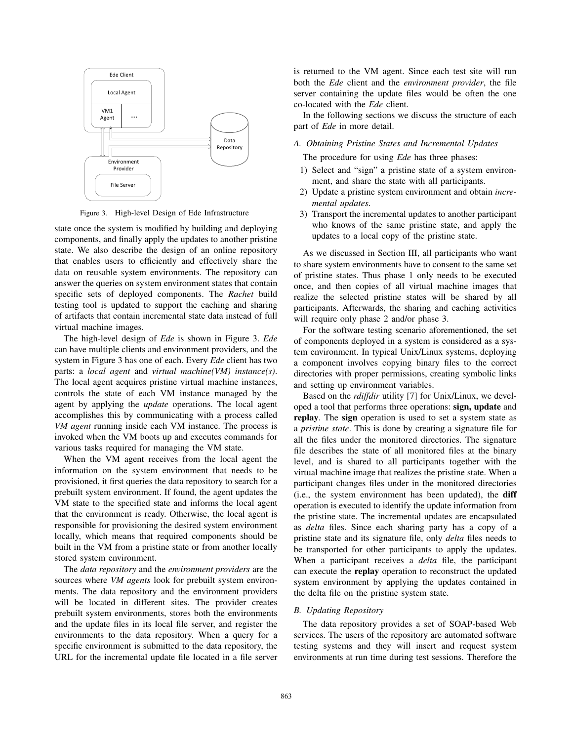Figure 3. High-level Design of Ede Infrastructure

state once the system is modified by building and deploying components, and finally apply the updates to another pristine state. We also describe the design of an online repository that enables users to efficiently and effectively share the data on reusable system environments. The repository can answer the queries on system environment states that contain specific sets of deployed components. The *Rachet* build testing tool is updated to support the caching and sharing of artifacts that contain incremental state data instead of full virtual machine images.

The high-level design of *Ede* is shown in Figure 3. *Ede* can have multiple clients and environment providers, and the system in Figure 3 has one of each. Every *Ede* client has two parts: a *local agent* and *virtual machine(VM) instance(s)*. The local agent acquires pristine virtual machine instances, controls the state of each VM instance managed by the agent by applying the *update* operations. The local agent accomplishes this by communicating with a process called *VM agent* running inside each VM instance. The process is invoked when the VM boots up and executes commands for various tasks required for managing the VM state.

When the VM agent receives from the local agent the information on the system environment that needs to be provisioned, it first queries the data repository to search for a prebuilt system environment. If found, the agent updates the VM state to the specified state and informs the local agent that the environment is ready. Otherwise, the local agent is responsible for provisioning the desired system environment locally, which means that required components should be built in the VM from a pristine state or from another locally stored system environment.

The *data repository* and the *environment providers* are the sources where *VM agents* look for prebuilt system environments. The data repository and the environment providers will be located in different sites. The provider creates prebuilt system environments, stores both the environments and the update files in its local file server, and register the environments to the data repository. When a query for a specific environment is submitted to the data repository, the URL for the incremental update file located in a file server is returned to the VM agent. Since each test site will run both the *Ede* client and the *environment provider*, the file server containing the update files would be often the one co-located with the *Ede* client.

In the following sections we discuss the structure of each part of *Ede* in more detail.

### A. Obtaining Pristine States and Incremental Updates

The procedure for using *Ede* has three phases:

1) Select and "sign" a pristine state of a system environment, and share the state with all participants.
2) Update a pristine system environment and obtain *incremental updates*.
3) Transport the incremental updates to another participant who knows of the same pristine state, and apply the updates to a local copy of the pristine state.

As we discussed in Section III, all participants who want to share system environments have to consent to the same set of pristine states. Thus phase 1 only needs to be executed once, and then copies of all virtual machine images that realize the selected pristine states will be shared by all participants. Afterwards, the sharing and caching activities will require only phase 2 and/or phase 3.

For the software testing scenario aforementioned, the set of components deployed in a system is considered as a system environment. In typical Unix/Linux systems, deploying a component involves copying binary files to the correct directories with proper permissions, creating symbolic links and setting up environment variables.

Based on the *rdiffdir* utility [7] for Unix/Linux, we developed a tool that performs three operations: **sign, update** and **replay**. The **sign** operation is used to set a system state as a *pristine state*. This is done by creating a signature file for all the files under the monitored directories. The signature file describes the state of all monitored files at the binary level, and is shared to all participants together with the virtual machine image that realizes the pristine state. When a participant changes files under in the monitored directories (i.e., the system environment has been updated), the **diff** operation is executed to identify the update information from the pristine state. The incremental updates are encapsulated as *delta* files. Since each sharing party has a copy of a pristine state and its signature file, only *delta* files needs to be transported for other participants to apply the updates. When a participant receives a *delta* file, the participant can execute the **replay** operation to reconstruct the updated system environment by applying the updates contained in the delta file on the pristine system state.

### B. Updating Repository

The data repository provides a set of SOAP-based Web services. The users of the repository are automated software testing systems and they will insert and request system environments at run time during test sessions. Therefore the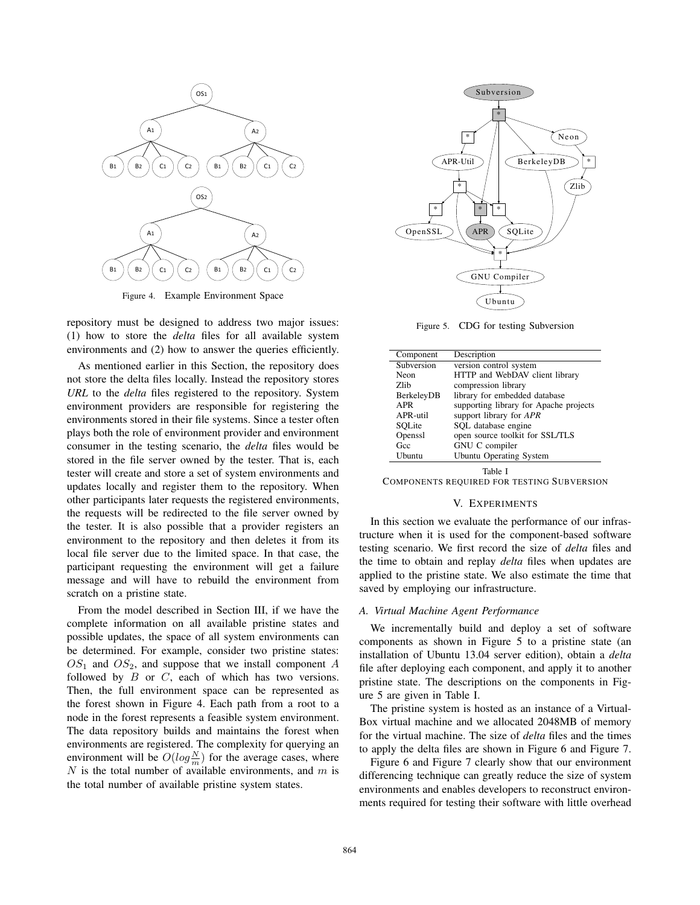Figure 4. Example Environment Space

repository must be designed to address two major issues: (1) how to store the *delta* files for all available system environments and (2) how to answer the queries efficiently.

As mentioned earlier in this Section, the repository does not store the delta files locally. Instead the repository stores *URL* to the *delta* files registered to the repository. System environment providers are responsible for registering the environments stored in their file systems. Since a tester often plays both the role of environment provider and environment consumer in the testing scenario, the *delta* files would be stored in the file server owned by the tester. That is, each tester will create and store a set of system environments and updates locally and register them to the repository. When other participants later requests the registered environments, the requests will be redirected to the file server owned by the tester. It is also possible that a provider registers an environment to the repository and then deletes it from its local file server due to the limited space. In that case, the participant requesting the environment will get a failure message and will have to rebuild the environment from scratch on a pristine state.

From the model described in Section III, if we have the complete information on all available pristine states and possible updates, the space of all system environments can be determined. For example, consider two pristine states: $OS_1$ and $OS_2$, and suppose that we install component $A$ followed by $B$ or $C$, each of which has two versions. Then, the full environment space can be represented as the forest shown in Figure 4. Each path from a root to a node in the forest represents a feasible system environment. The data repository builds and maintains the forest when environments are registered. The complexity for querying an environment will be $O(log\frac{N}{m})$ for the average cases, where $N$ is the total number of available environments, and $m$ is the total number of available pristine system states.

Figure 5. CDG for testing Subversion

| Component | Description |
|---|---|
| Subversion | version control system |
| Neon | HTTP and WebDAV client library |
| Zlib | compression library |
| BerkeleyDB | library for embedded database |
| APR | supporting library for Apache projects |
| APR-util | support library for *APR* |
| SQLite | SQL database engine |
| Openssl | open source toolkit for SSL/TLS |
| Gcc | GNU C compiler |
| Ubuntu | Ubuntu Operating System |

Table I
COMPONENTS REQUIRED FOR TESTING SUBVERSION

## V. EXPERIMENTS

In this section we evaluate the performance of our infrastructure when it is used for the component-based software testing scenario. We first record the size of *delta* files and the time to obtain and replay *delta* files when updates are applied to the pristine state. We also estimate the time that saved by employing our infrastructure.

### A. Virtual Machine Agent Performance

We incrementally build and deploy a set of software components as shown in Figure 5 to a pristine state (an installation of Ubuntu 13.04 server edition), obtain a *delta* file after deploying each component, and apply it to another pristine state. The descriptions on the components in Figure 5 are given in Table I.

The pristine system is hosted as an instance of a VirtualBox virtual machine and we allocated 2048MB of memory for the virtual machine. The size of *delta* files and the times to apply the delta files are shown in Figure 6 and Figure 7.

Figure 6 and Figure 7 clearly show that our environment differencing technique can greatly reduce the size of system environments and enables developers to reconstruct environments required for testing their software with little overhead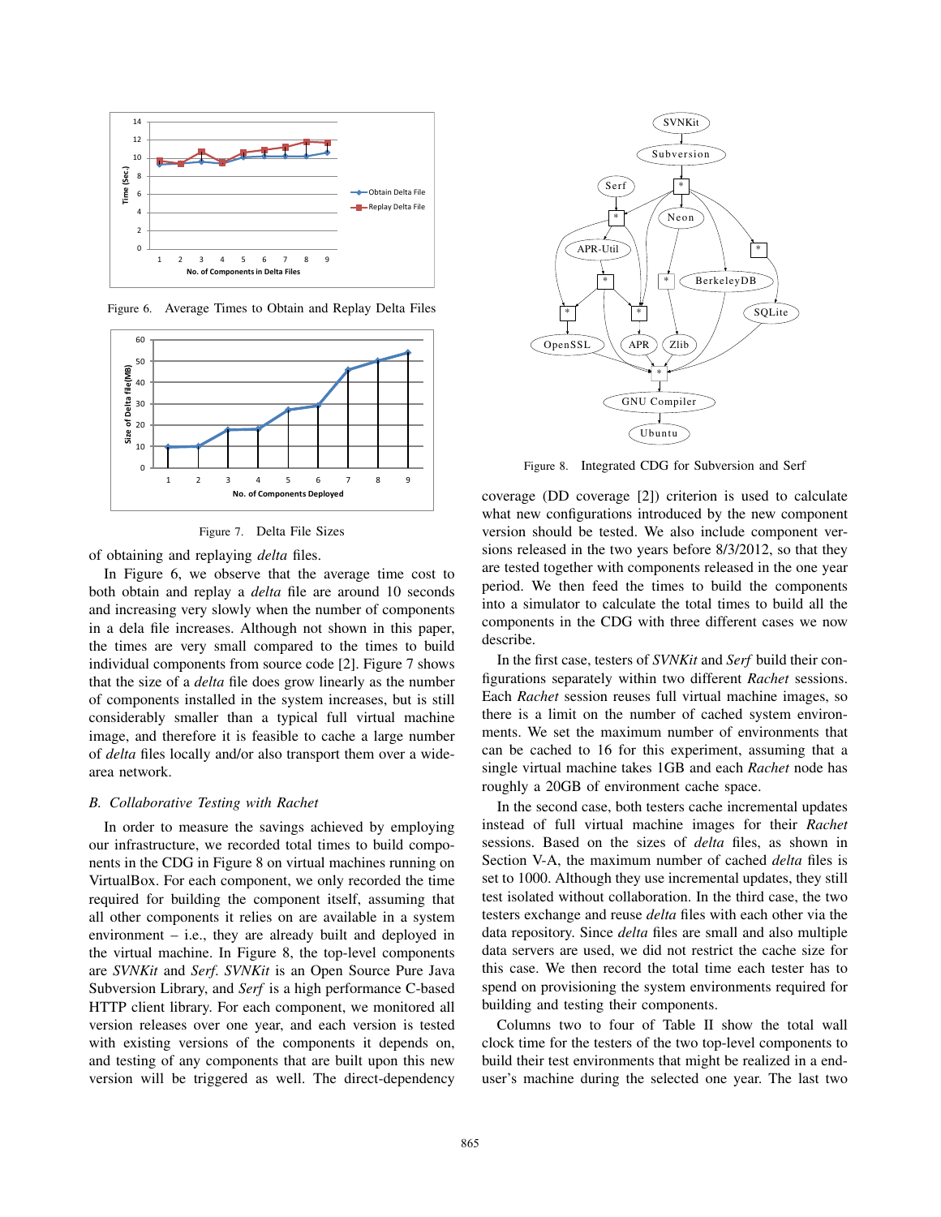Figure 6. Average Times to Obtain and Replay Delta Files

Figure 7. Delta File Sizes

of obtaining and replaying *delta* files.

In Figure 6, we observe that the average time cost to both obtain and replay a *delta* file are around 10 seconds and increasing very slowly when the number of components in a dela file increases. Although not shown in this paper, the times are very small compared to the times to build individual components from source code [2]. Figure 7 shows that the size of a *delta* file does grow linearly as the number of components installed in the system increases, but is still considerably smaller than a typical full virtual machine image, and therefore it is feasible to cache a large number of *delta* files locally and/or also transport them over a wide-area network.

### *B. Collaborative Testing with Rachet*

In order to measure the savings achieved by employing our infrastructure, we recorded total times to build components in the CDG in Figure 8 on virtual machines running on VirtualBox. For each component, we only recorded the time required for building the component itself, assuming that all other components it relies on are available in a system environment – i.e., they are already built and deployed in the virtual machine. In Figure 8, the top-level components are *SVNKit* and *Serf*. *SVNKit* is an Open Source Pure Java Subversion Library, and *Serf* is a high performance C-based HTTP client library. For each component, we monitored all version releases over one year, and each version is tested with existing versions of the components it depends on, and testing of any components that are built upon this new version will be triggered as well. The direct-dependency coverage (DD coverage [2]) criterion is used to calculate what new configurations introduced by the new component version should be tested. We also include component versions released in the two years before 8/3/2012, so that they are tested together with components released in the one year period. We then feed the times to build the components into a simulator to calculate the total times to build all the components in the CDG with three different cases we now describe.

Figure 8. Integrated CDG for Subversion and Serf

In the first case, testers of *SVNKit* and *Serf* build their configurations separately within two different *Rachet* sessions. Each *Rachet* session reuses full virtual machine images, so there is a limit on the number of cached system environments. We set the maximum number of environments that can be cached to 16 for this experiment, assuming that a single virtual machine takes 1GB and each *Rachet* node has roughly a 20GB of environment cache space.

In the second case, both testers cache incremental updates instead of full virtual machine images for their *Rachet* sessions. Based on the sizes of *delta* files, as shown in Section V-A, the maximum number of cached *delta* files is set to 1000. Although they use incremental updates, they still test isolated without collaboration. In the third case, the two testers exchange and reuse *delta* files with each other via the data repository. Since *delta* files are small and also multiple data servers are used, we did not restrict the cache size for this case. We then record the total time each tester has to spend on provisioning the system environments required for building and testing their components.

Columns two to four of Table II show the total wall clock time for the testers of the two top-level components to build their test environments that might be realized in a end-user's machine during the selected one year. The last two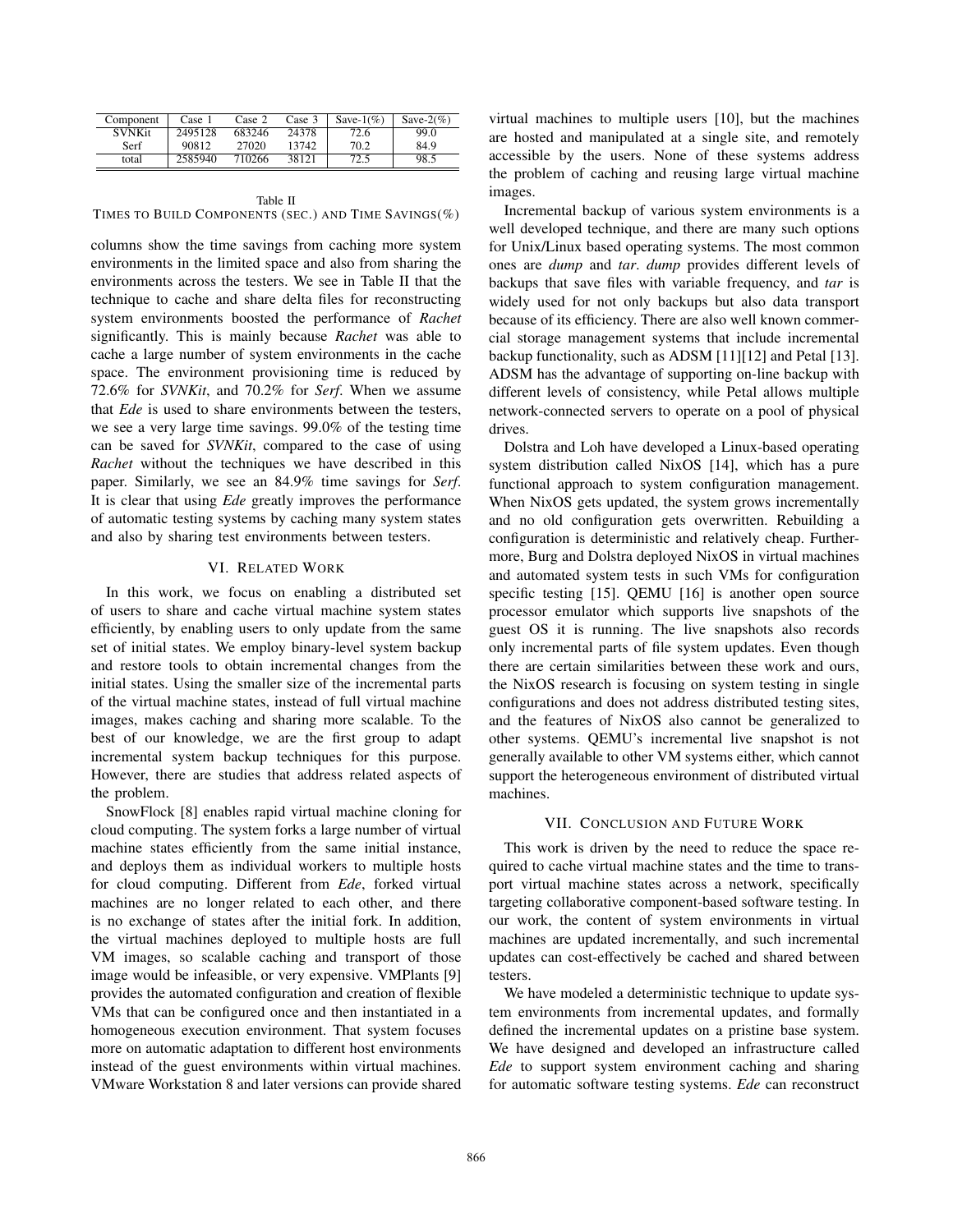| Component | Case 1 | Case 2 | Case 3 | Save-1(%) | Save-2(%) |
| --- | --- | --- | --- | --- | --- |
| SVNKit | 2495128 | 683246 | 24378 | 72.6 | 99.0 |
| Serf | 90812 | 27020 | 13742 | 70.2 | 84.9 |
| total | 2585940 | 710266 | 38121 | 72.5 | 98.5 |

Table II
TIMES TO BUILD COMPONENTS (SEC.) AND TIME SAVINGS(%)

columns show the time savings from caching more system environments in the limited space and also from sharing the environments across the testers. We see in Table II that the technique to cache and share delta files for reconstructing system environments boosted the performance of *Rachet* significantly. This is mainly because *Rachet* was able to cache a large number of system environments in the cache space. The environment provisioning time is reduced by 72.6% for *SVNKit*, and 70.2% for *Serf*. When we assume that *Ede* is used to share environments between the testers, we see a very large time savings. 99.0% of the testing time can be saved for *SVNKit*, compared to the case of using *Rachet* without the techniques we have described in this paper. Similarly, we see an 84.9% time savings for *Serf*. It is clear that using *Ede* greatly improves the performance of automatic testing systems by caching many system states and also by sharing test environments between testers.

## VI. Related Work

In this work, we focus on enabling a distributed set of users to share and cache virtual machine system states efficiently, by enabling users to only update from the same set of initial states. We employ binary-level system backup and restore tools to obtain incremental changes from the initial states. Using the smaller size of the incremental parts of the virtual machine states, instead of full virtual machine images, makes caching and sharing more scalable. To the best of our knowledge, we are the first group to adapt incremental system backup techniques for this purpose. However, there are studies that address related aspects of the problem.

SnowFlock [8] enables rapid virtual machine cloning for cloud computing. The system forks a large number of virtual machine states efficiently from the same initial instance, and deploys them as individual workers to multiple hosts for cloud computing. Different from *Ede*, forked virtual machines are no longer related to each other, and there is no exchange of states after the initial fork. In addition, the virtual machines deployed to multiple hosts are full VM images, so scalable caching and transport of those image would be infeasible, or very expensive. VMPlants [9] provides the automated configuration and creation of flexible VMs that can be configured once and then instantiated in a homogeneous execution environment. That system focuses more on automatic adaptation to different host environments instead of the guest environments within virtual machines. VMware Workstation 8 and later versions can provide shared virtual machines to multiple users [10], but the machines are hosted and manipulated at a single site, and remotely accessible by the users. None of these systems address the problem of caching and reusing large virtual machine images.

Incremental backup of various system environments is a well developed technique, and there are many such options for Unix/Linux based operating systems. The most common ones are *dump* and *tar*. *dump* provides different levels of backups that save files with variable frequency, and *tar* is widely used for not only backups but also data transport because of its efficiency. There are also well known commercial storage management systems that include incremental backup functionality, such as ADSM [11][12] and Petal [13]. ADSM has the advantage of supporting on-line backup with different levels of consistency, while Petal allows multiple network-connected servers to operate on a pool of physical drives.

Dolstra and Loh have developed a Linux-based operating system distribution called NixOS [14], which has a pure functional approach to system configuration management. When NixOS gets updated, the system grows incrementally and no old configuration gets overwritten. Rebuilding a configuration is deterministic and relatively cheap. Furthermore, Burg and Dolstra deployed NixOS in virtual machines and automated system tests in such VMs for configuration specific testing [15]. QEMU [16] is another open source processor emulator which supports live snapshots of the guest OS it is running. The live snapshots also records only incremental parts of file system updates. Even though there are certain similarities between these work and ours, the NixOS research is focusing on system testing in single configurations and does not address distributed testing sites, and the features of NixOS also cannot be generalized to other systems. QEMU's incremental live snapshot is not generally available to other VM systems either, which cannot support the heterogeneous environment of distributed virtual machines.

## VII. Conclusion and Future Work

This work is driven by the need to reduce the space required to cache virtual machine states and the time to transport virtual machine states across a network, specifically targeting collaborative component-based software testing. In our work, the content of system environments in virtual machines are updated incrementally, and such incremental updates can cost-effectively be cached and shared between testers.

We have modeled a deterministic technique to update system environments from incremental updates, and formally defined the incremental updates on a pristine base system. We have designed and developed an infrastructure called *Ede* to support system environment caching and sharing for automatic software testing systems. *Ede* can reconstruct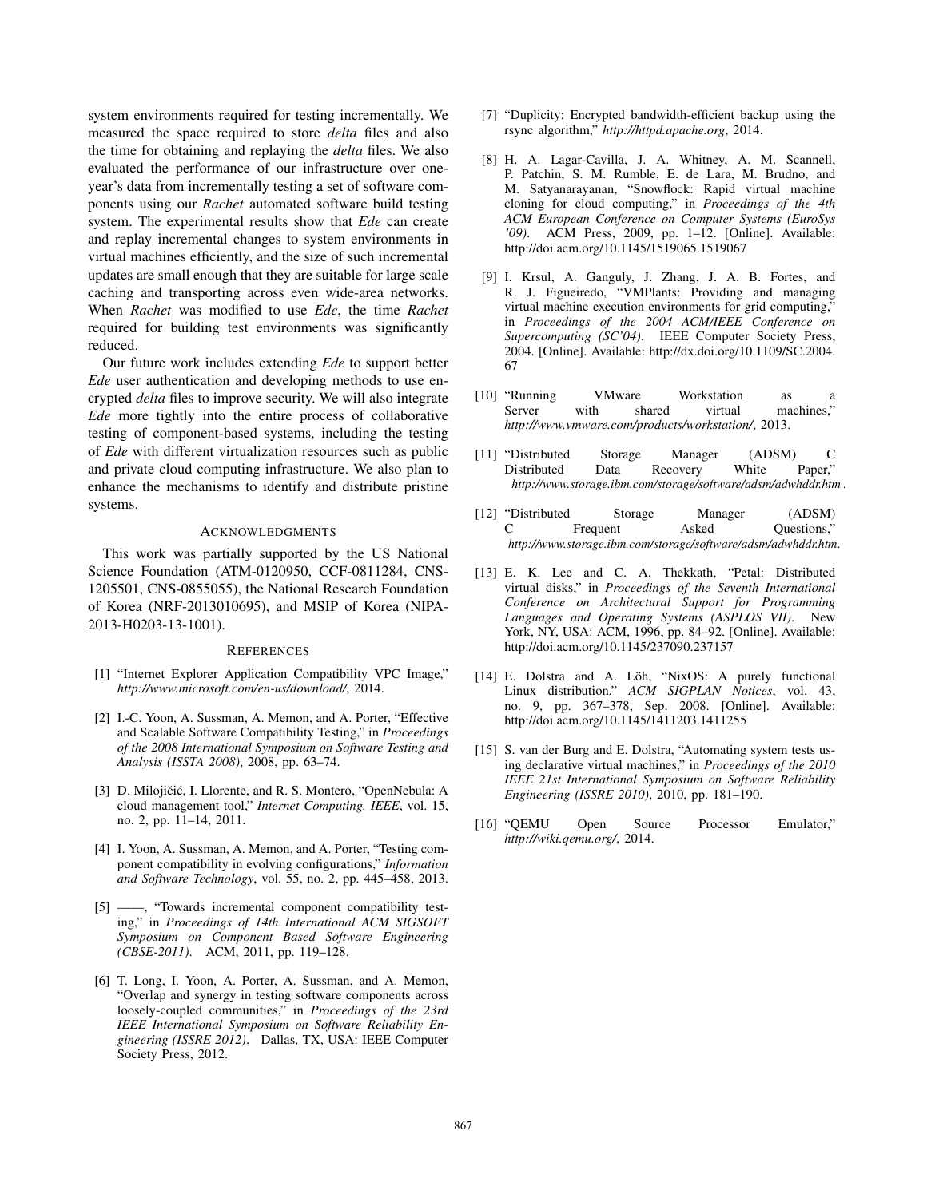system environments required for testing incrementally. We measured the space required to store *delta* files and also the time for obtaining and replaying the *delta* files. We also evaluated the performance of our infrastructure over one-year's data from incrementally testing a set of software components using our *Rachet* automated software build testing system. The experimental results show that *Ede* can create and replay incremental changes to system environments in virtual machines efficiently, and the size of such incremental updates are small enough that they are suitable for large scale caching and transporting across even wide-area networks. When *Rachet* was modified to use *Ede*, the time *Rachet* required for building test environments was significantly reduced.

Our future work includes extending *Ede* to support better *Ede* user authentication and developing methods to use encrypted *delta* files to improve security. We will also integrate *Ede* more tightly into the entire process of collaborative testing of component-based systems, including the testing of *Ede* with different virtualization resources such as public and private cloud computing infrastructure. We also plan to enhance the mechanisms to identify and distribute pristine systems.

## ACKNOWLEDGMENTS

This work was partially supported by the US National Science Foundation (ATM-0120950, CCF-0811284, CNS-1205501, CNS-0855055), the National Research Foundation of Korea (NRF-2013010695), and MSIP of Korea (NIPA-2013-H0203-13-1001).

## REFERENCES

[1] "Internet Explorer Application Compatibility VPC Image," *http://www.microsoft.com/en-us/download/*, 2014.

[2] I.-C. Yoon, A. Sussman, A. Memon, and A. Porter, "Effective and Scalable Software Compatibility Testing," in *Proceedings of the 2008 International Symposium on Software Testing and Analysis (ISSTA 2008)*, 2008, pp. 63–74.

[3] D. Milojičić, I. Llorente, and R. S. Montero, "OpenNebula: A cloud management tool," *Internet Computing, IEEE*, vol. 15, no. 2, pp. 11–14, 2011.

[4] I. Yoon, A. Sussman, A. Memon, and A. Porter, "Testing component compatibility in evolving configurations," *Information and Software Technology*, vol. 55, no. 2, pp. 445–458, 2013.

[5] ——, "Towards incremental component compatibility testing," in *Proceedings of 14th International ACM SIGSOFT Symposium on Component Based Software Engineering (CBSE-2011).* ACM, 2011, pp. 119–128.

[6] T. Long, I. Yoon, A. Porter, A. Sussman, and A. Memon, "Overlap and synergy in testing software components across loosely-coupled communities," in *Proceedings of the 23rd IEEE International Symposium on Software Reliability Engineering (ISSRE 2012)*. Dallas, TX, USA: IEEE Computer Society Press, 2012.

[7] "Duplicity: Encrypted bandwidth-efficient backup using the rsync algorithm," *http://httpd.apache.org*, 2014.

[8] H. A. Lagar-Cavilla, J. A. Whitney, A. M. Scannell, P. Patchin, S. M. Rumble, E. de Lara, M. Brudno, and M. Satyanarayanan, "Snowflock: Rapid virtual machine cloning for cloud computing," in *Proceedings of the 4th ACM European Conference on Computer Systems (EuroSys '09)*. ACM Press, 2009, pp. 1–12. [Online]. Available: http://doi.acm.org/10.1145/1519065.1519067

[9] I. Krsul, A. Ganguly, J. Zhang, J. A. B. Fortes, and R. J. Figueiredo, "VMPlants: Providing and managing virtual machine execution environments for grid computing," in *Proceedings of the 2004 ACM/IEEE Conference on Supercomputing (SC'04)*. IEEE Computer Society Press, 2004. [Online]. Available: http://dx.doi.org/10.1109/SC.2004.67

[10] "Running VMware Workstation as a Server with shared virtual machines," *http://www.vmware.com/products/workstation/*, 2013.

[11] "Distributed Storage Manager (ADSM) C Distributed Data Recovery White Paper," *http://www.storage.ibm.com/storage/software/adsm/adwhddr.htm* .

[12] "Distributed Storage Manager (ADSM) C Frequent Asked Questions," *http://www.storage.ibm.com/storage/software/adsm/adwhddr.htm*.

[13] E. K. Lee and C. A. Thekkath, "Petal: Distributed virtual disks," in *Proceedings of the Seventh International Conference on Architectural Support for Programming Languages and Operating Systems (ASPLOS VII)*. New York, NY, USA: ACM, 1996, pp. 84–92. [Online]. Available: http://doi.acm.org/10.1145/237090.237157

[14] E. Dolstra and A. Löh, "NixOS: A purely functional Linux distribution," *ACM SIGPLAN Notices*, vol. 43, no. 9, pp. 367–378, Sep. 2008. [Online]. Available: http://doi.acm.org/10.1145/1411203.1411255

[15] S. van der Burg and E. Dolstra, "Automating system tests using declarative virtual machines," in *Proceedings of the 2010 IEEE 21st International Symposium on Software Reliability Engineering (ISSRE 2010)*, 2010, pp. 181–190.

[16] "QEMU Open Source Processor Emulator," *http://wiki.qemu.org/*, 2014.